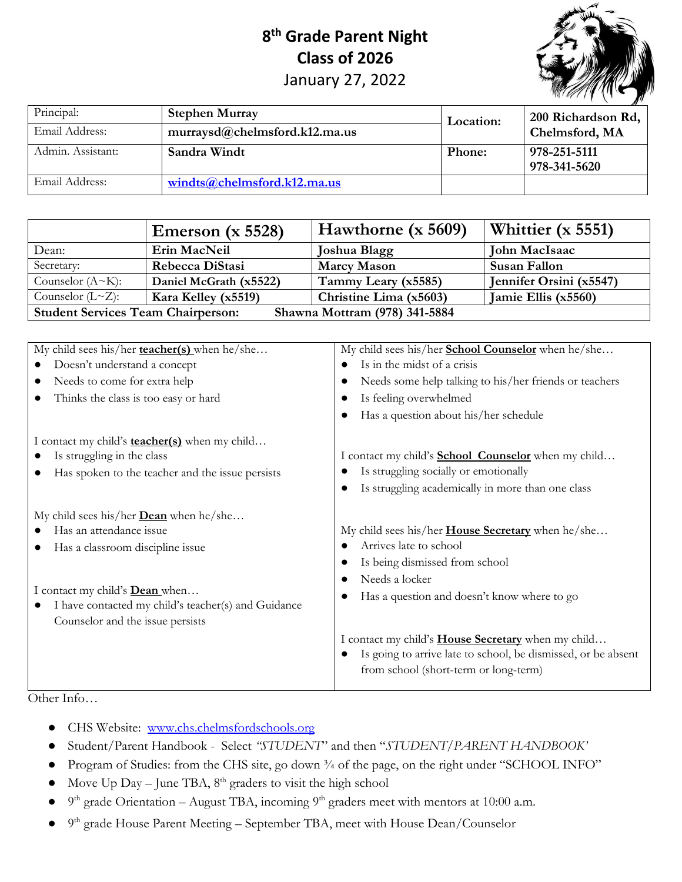# 8th Grade Parent Night
# Class of 2026
## January 27, 2022

| | | | |
|---|---|---|---|
| Principal: | **Stephen Murray** | **Location:** | **200 Richardson Rd, Chelmsford, MA** |
| Email Address: | **murraysd@chelmsford.k12.ma.us** | | |
| Admin. Assistant: | **Sandra Windt** | **Phone:** | **978-251-5111 978-341-5620** |
| Email Address: | **windts@chelmsford.k12.ma.us** | | |

| | Emerson (x 5528) | Hawthorne (x 5609) | Whittier (x 5551) |
|---|---|---|---|
| Dean: | **Erin MacNeil** | **Joshua Blagg** | **John MacIsaac** |
| Secretary: | **Rebecca DiStasi** | **Marcy Mason** | **Susan Fallon** |
| Counselor (A~K): | **Daniel McGrath (x5522)** | **Tammy Leary (x5585)** | **Jennifer Orsini (x5547)** |
| Counselor (L~Z): | **Kara Kelley (x5519)** | **Christine Lima (x5603)** | **Jamie Ellis (x5560)** |
| **Student Services Team Chairperson:** | **Shawna Mottram (978) 341-5884** | | |

My child sees his/her **teacher(s)** when he/she…
- Doesn't understand a concept
- Needs to come for extra help
- Thinks the class is too easy or hard

I contact my child's **teacher(s)** when my child…
- Is struggling in the class
- Has spoken to the teacher and the issue persists

My child sees his/her **Dean** when he/she…
- Has an attendance issue
- Has a classroom discipline issue

I contact my child's **Dean** when…
- I have contacted my child's teacher(s) and Guidance Counselor and the issue persists

My child sees his/her **School Counselor** when he/she…
- Is in the midst of a crisis
- Needs some help talking to his/her friends or teachers
- Is feeling overwhelmed
- Has a question about his/her schedule

I contact my child's **School Counselor** when my child…
- Is struggling socially or emotionally
- Is struggling academically in more than one class

My child sees his/her **House Secretary** when he/she…
- Arrives late to school
- Is being dismissed from school
- Needs a locker
- Has a question and doesn't know where to go

I contact my child's **House Secretary** when my child…
- Is going to arrive late to school, be dismissed, or be absent from school (short-term or long-term)

Other Info…

- CHS Website: www.chs.chelmsfordschools.org
- Student/Parent Handbook - Select *"STUDENT"* and then "*STUDENT/PARENT HANDBOOK'*
- Program of Studies: from the CHS site, go down ¾ of the page, on the right under "SCHOOL INFO"
- Move Up Day – June TBA, 8th graders to visit the high school
- 9th grade Orientation – August TBA, incoming 9th graders meet with mentors at 10:00 a.m.
- 9th grade House Parent Meeting – September TBA, meet with House Dean/Counselor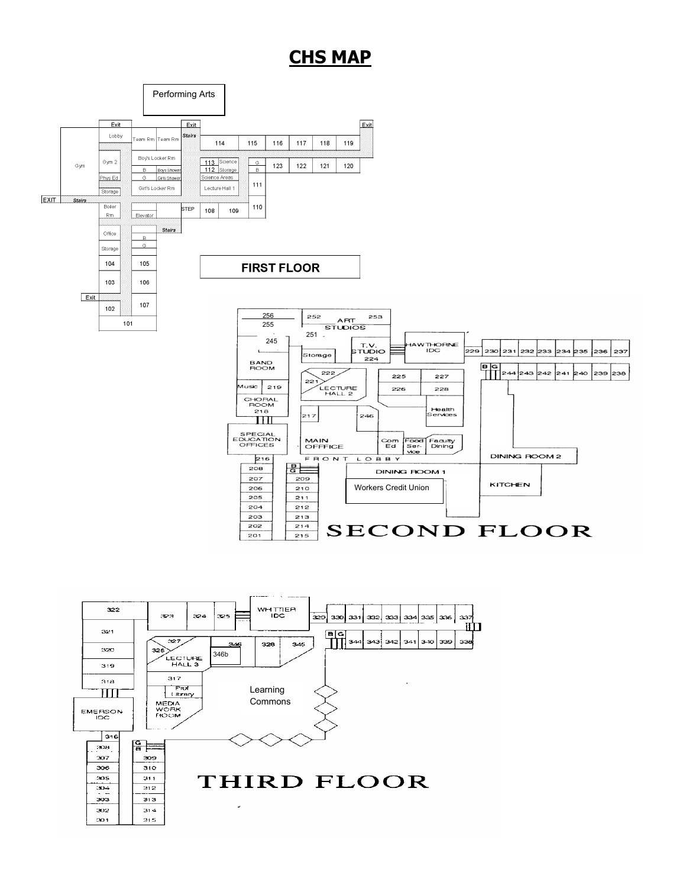# CHS MAP

Performing Arts

Exit | Exit | Exit

Lobby | Team Rm | Team Rm | Stairs | 114 | 115 | 116 | 117 | 118 | 119

Gym | Gym 2 | Boys Locker Rm | 113 Science | 112 Storage | G | B | 123 | 122 | 121 | 120

B | Boys Shower | G | Girls Shower | Science Areas

Phys Ed | Storage | Girl's Locker Rm | Lecture Hall 1 | 111

EXIT | Stairs

Boiler Rm | Elevator | STEP | 108 | 109 | 110

Office | Stairs | B | G | Storage

104 | 105

103 | 106

Exit | 102 | 107

101

**FIRST FLOOR**

256 | 255 | 252 | ART STUDIOS | 253 | 251

245 | BAND ROOM | Storage | T.V. STUDIO 224 | HAWTHORNE IDC | 229 | 230 | 231 | 232 | 233 | 234 | 235 | 236 | 237

B | G | 244 | 243 | 242 | 241 | 240 | 239 | 238

222 | 221 | LECTURE HALL 2 | 225 | 227 | 226 | 228 | Health Services

Music | 219 | CHORAL ROOM 218

217 | 246

SPECIAL EDUCATION OFFICES | MAIN OFFICE | Com Ed | Food Service | Faculty Dining

216 | FRONT LOBBY | DINING ROOM 2

208 | B | G | DINING ROOM 1 | KITCHEN

207 | 209 | Workers Credit Union

206 | 210

205 | 211

204 | 212

203 | 213

202 | 214

201 | 215

# SECOND FLOOR

322 | 323 | 324 | 325 | WHITTIER IDC | 329 | 330 | 331 | 332 | 333 | 334 | 335 | 336 | 337

B | G | 344 | 343 | 342 | 341 | 340 | 339 | 338

321 | 327 | 326 | LECTURE HALL 3 | 346 | 346b | 328 | 345

320 | 319 | 318 | 317 | Prof Library | MEDIA WORK ROOM

Learning Commons

EMERSON IDC

316 | G | B

308 | 307 | 309

306 | 310

305 | 311

304 | 312

303 | 313

302 | 314

301 | 315

# THIRD FLOOR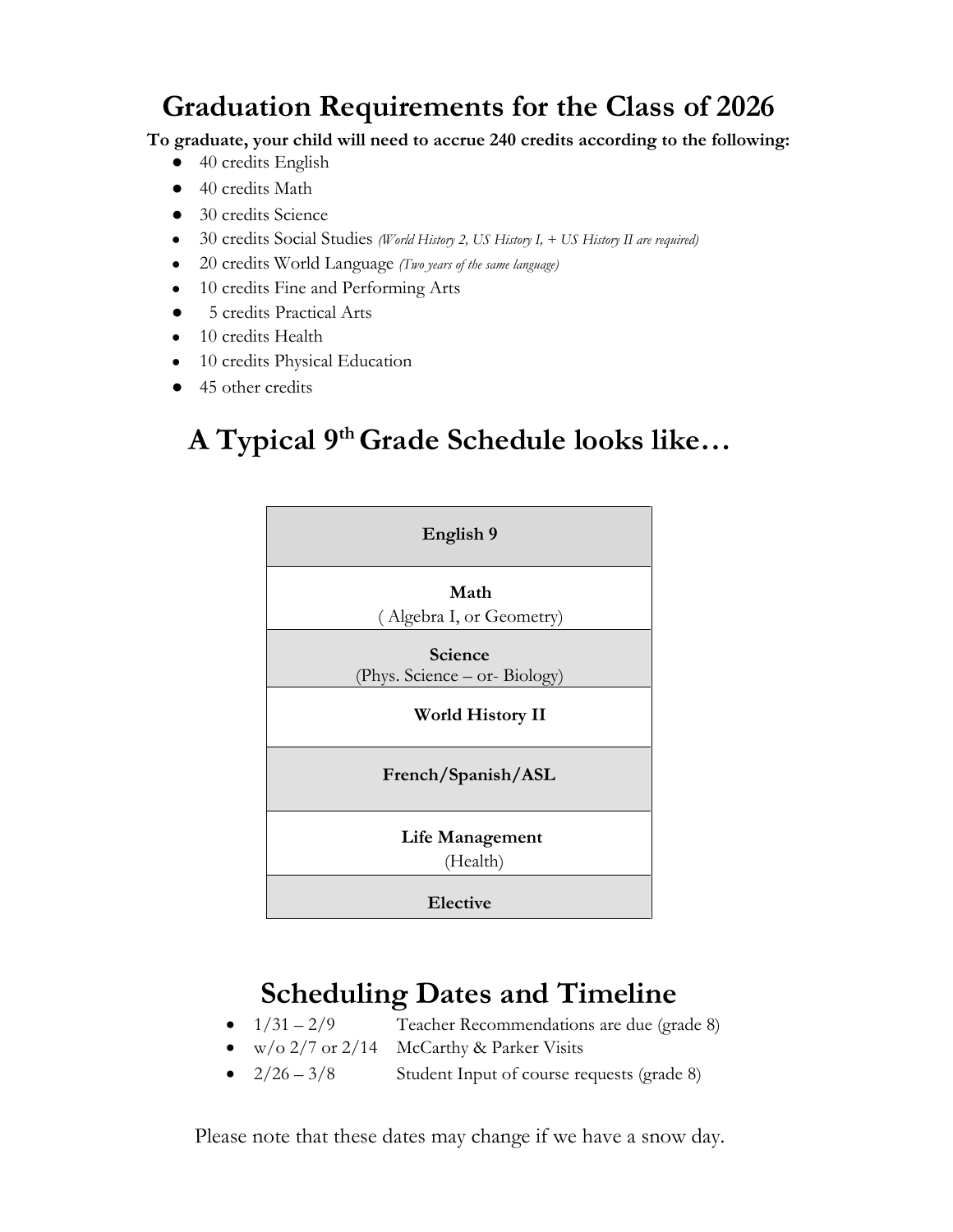# Graduation Requirements for the Class of 2026

**To graduate, your child will need to accrue 240 credits according to the following:**

- 40 credits English
- 40 credits Math
- 30 credits Science
- 30 credits Social Studies *(World History 2, US History I, + US History II are required)*
- 20 credits World Language *(Two years of the same language)*
- 10 credits Fine and Performing Arts
- 5 credits Practical Arts
- 10 credits Health
- 10 credits Physical Education
- 45 other credits

# A Typical 9th Grade Schedule looks like…

| **English 9** |
|---|
| **Math**<br>( Algebra I, or Geometry) |
| **Science**<br>(Phys. Science – or- Biology) |
| **World History II** |
| **French/Spanish/ASL** |
| **Life Management**<br>(Health) |
| **Elective** |

# Scheduling Dates and Timeline

- 1/31 – 2/9 Teacher Recommendations are due (grade 8)
- w/o 2/7 or 2/14 McCarthy & Parker Visits
- 2/26 – 3/8 Student Input of course requests (grade 8)

Please note that these dates may change if we have a snow day.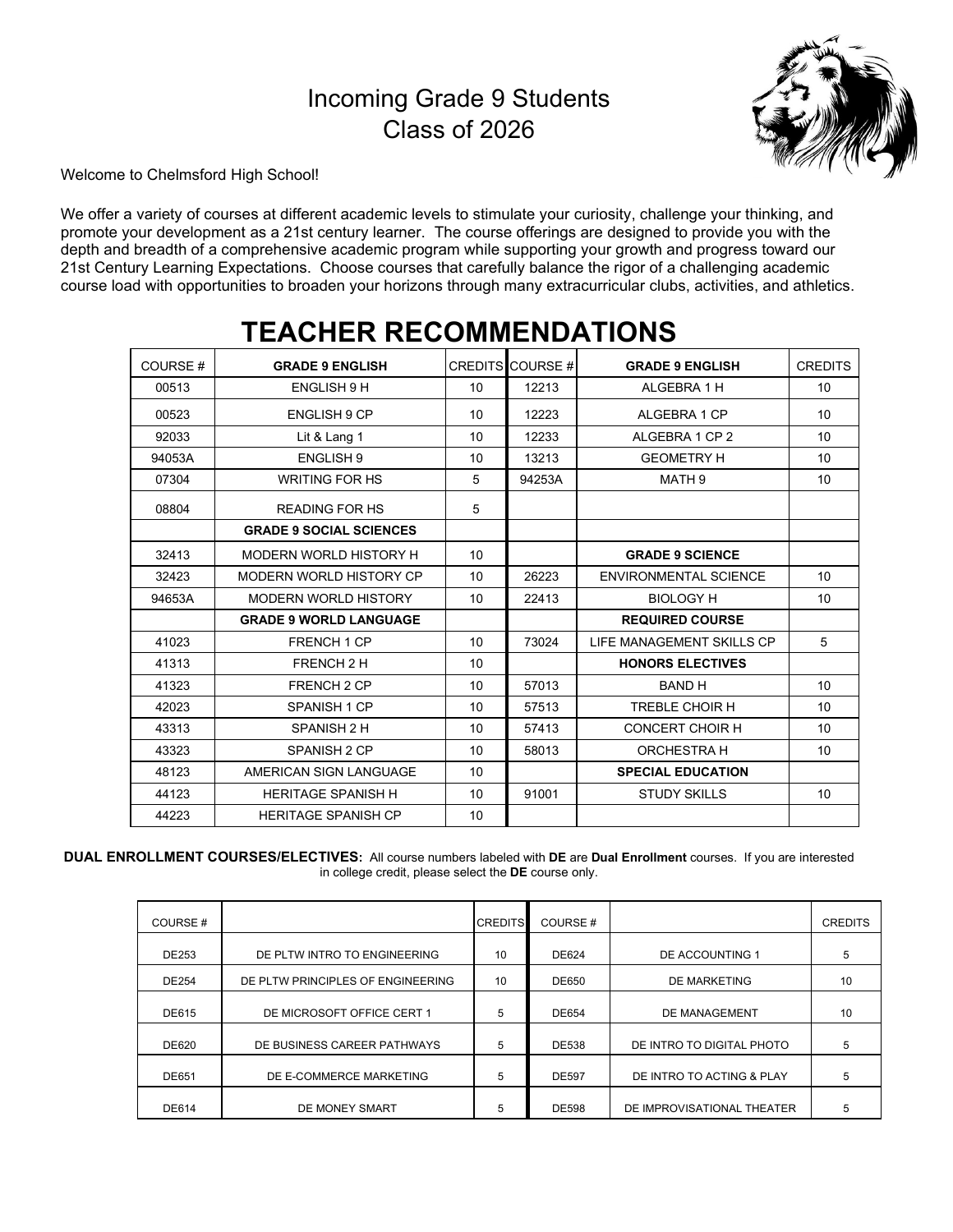# Incoming Grade 9 Students
# Class of 2026

Welcome to Chelmsford High School!

We offer a variety of courses at different academic levels to stimulate your curiosity, challenge your thinking, and promote your development as a 21st century learner. The course offerings are designed to provide you with the depth and breadth of a comprehensive academic program while supporting your growth and progress toward our 21st Century Learning Expectations. Choose courses that carefully balance the rigor of a challenging academic course load with opportunities to broaden your horizons through many extracurricular clubs, activities, and athletics.

## TEACHER RECOMMENDATIONS

| COURSE # | **GRADE 9 ENGLISH** | CREDITS | COURSE # | **GRADE 9 ENGLISH** | CREDITS |
|---|---|---|---|---|---|
| 00513 | ENGLISH 9 H | 10 | 12213 | ALGEBRA 1 H | 10 |
| 00523 | ENGLISH 9 CP | 10 | 12223 | ALGEBRA 1 CP | 10 |
| 92033 | Lit & Lang 1 | 10 | 12233 | ALGEBRA 1 CP 2 | 10 |
| 94053A | ENGLISH 9 | 10 | 13213 | GEOMETRY H | 10 |
| 07304 | WRITING FOR HS | 5 | 94253A | MATH 9 | 10 |
| 08804 | READING FOR HS | 5 | | | |
| | **GRADE 9 SOCIAL SCIENCES** | | | | |
| 32413 | MODERN WORLD HISTORY H | 10 | | **GRADE 9 SCIENCE** | |
| 32423 | MODERN WORLD HISTORY CP | 10 | 26223 | ENVIRONMENTAL SCIENCE | 10 |
| 94653A | MODERN WORLD HISTORY | 10 | 22413 | BIOLOGY H | 10 |
| | **GRADE 9 WORLD LANGUAGE** | | | **REQUIRED COURSE** | |
| 41023 | FRENCH 1 CP | 10 | 73024 | LIFE MANAGEMENT SKILLS CP | 5 |
| 41313 | FRENCH 2 H | 10 | | **HONORS ELECTIVES** | |
| 41323 | FRENCH 2 CP | 10 | 57013 | BAND H | 10 |
| 42023 | SPANISH 1 CP | 10 | 57513 | TREBLE CHOIR H | 10 |
| 43313 | SPANISH 2 H | 10 | 57413 | CONCERT CHOIR H | 10 |
| 43323 | SPANISH 2 CP | 10 | 58013 | ORCHESTRA H | 10 |
| 48123 | AMERICAN SIGN LANGUAGE | 10 | | **SPECIAL EDUCATION** | |
| 44123 | HERITAGE SPANISH H | 10 | 91001 | STUDY SKILLS | 10 |
| 44223 | HERITAGE SPANISH CP | 10 | | | |

**DUAL ENROLLMENT COURSES/ELECTIVES:** All course numbers labeled with **DE** are **Dual Enrollment** courses. If you are interested in college credit, please select the **DE** course only.

| COURSE # | | CREDITS | COURSE # | | CREDITS |
|---|---|---|---|---|---|
| DE253 | DE PLTW INTRO TO ENGINEERING | 10 | DE624 | DE ACCOUNTING 1 | 5 |
| DE254 | DE PLTW PRINCIPLES OF ENGINEERING | 10 | DE650 | DE MARKETING | 10 |
| DE615 | DE MICROSOFT OFFICE CERT 1 | 5 | DE654 | DE MANAGEMENT | 10 |
| DE620 | DE BUSINESS CAREER PATHWAYS | 5 | DE538 | DE INTRO TO DIGITAL PHOTO | 5 |
| DE651 | DE E-COMMERCE MARKETING | 5 | DE597 | DE INTRO TO ACTING & PLAY | 5 |
| DE614 | DE MONEY SMART | 5 | DE598 | DE IMPROVISATIONAL THEATER | 5 |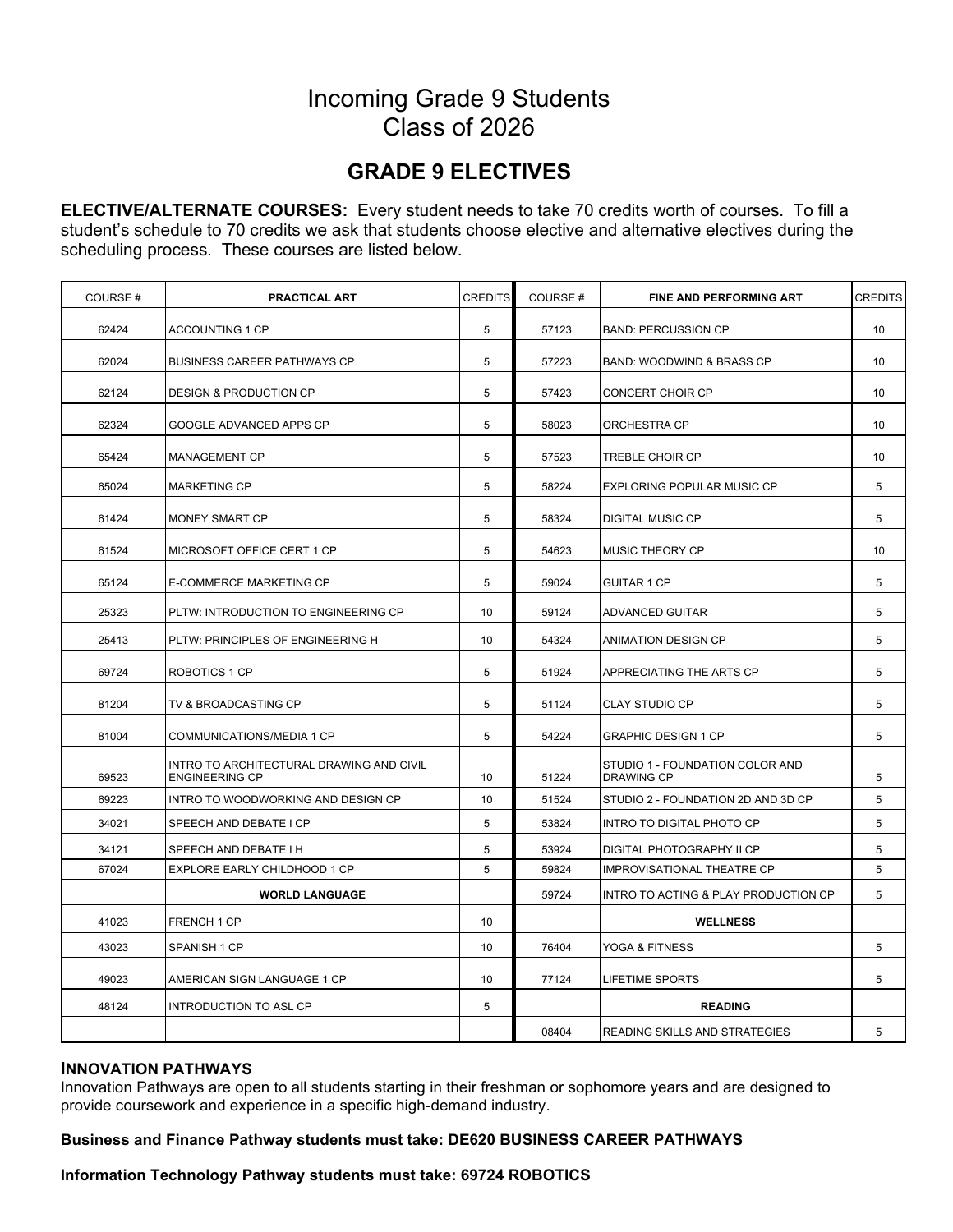# Incoming Grade 9 Students
# Class of 2026

## GRADE 9 ELECTIVES

**ELECTIVE/ALTERNATE COURSES:** Every student needs to take 70 credits worth of courses. To fill a student's schedule to 70 credits we ask that students choose elective and alternative electives during the scheduling process. These courses are listed below.

| COURSE # | PRACTICAL ART | CREDITS | COURSE # | FINE AND PERFORMING ART | CREDITS |
|---|---|---|---|---|---|
| 62424 | ACCOUNTING 1 CP | 5 | 57123 | BAND: PERCUSSION CP | 10 |
| 62024 | BUSINESS CAREER PATHWAYS CP | 5 | 57223 | BAND: WOODWIND & BRASS CP | 10 |
| 62124 | DESIGN & PRODUCTION CP | 5 | 57423 | CONCERT CHOIR CP | 10 |
| 62324 | GOOGLE ADVANCED APPS CP | 5 | 58023 | ORCHESTRA CP | 10 |
| 65424 | MANAGEMENT CP | 5 | 57523 | TREBLE CHOIR CP | 10 |
| 65024 | MARKETING CP | 5 | 58224 | EXPLORING POPULAR MUSIC CP | 5 |
| 61424 | MONEY SMART CP | 5 | 58324 | DIGITAL MUSIC CP | 5 |
| 61524 | MICROSOFT OFFICE CERT 1 CP | 5 | 54623 | MUSIC THEORY CP | 10 |
| 65124 | E-COMMERCE MARKETING CP | 5 | 59024 | GUITAR 1 CP | 5 |
| 25323 | PLTW: INTRODUCTION TO ENGINEERING CP | 10 | 59124 | ADVANCED GUITAR | 5 |
| 25413 | PLTW: PRINCIPLES OF ENGINEERING H | 10 | 54324 | ANIMATION DESIGN CP | 5 |
| 69724 | ROBOTICS 1 CP | 5 | 51924 | APPRECIATING THE ARTS CP | 5 |
| 81204 | TV & BROADCASTING CP | 5 | 51124 | CLAY STUDIO CP | 5 |
| 81004 | COMMUNICATIONS/MEDIA 1 CP | 5 | 54224 | GRAPHIC DESIGN 1 CP | 5 |
| 69523 | INTRO TO ARCHITECTURAL DRAWING AND CIVIL ENGINEERING CP | 10 | 51224 | STUDIO 1 - FOUNDATION COLOR AND DRAWING CP | 5 |
| 69223 | INTRO TO WOODWORKING AND DESIGN CP | 10 | 51524 | STUDIO 2 - FOUNDATION 2D AND 3D CP | 5 |
| 34021 | SPEECH AND DEBATE I CP | 5 | 53824 | INTRO TO DIGITAL PHOTO CP | 5 |
| 34121 | SPEECH AND DEBATE I H | 5 | 53924 | DIGITAL PHOTOGRAPHY II CP | 5 |
| 67024 | EXPLORE EARLY CHILDHOOD 1 CP | 5 | 59824 | IMPROVISATIONAL THEATRE CP | 5 |
| | **WORLD LANGUAGE** | | 59724 | INTRO TO ACTING & PLAY PRODUCTION CP | 5 |
| 41023 | FRENCH 1 CP | 10 | | **WELLNESS** | |
| 43023 | SPANISH 1 CP | 10 | 76404 | YOGA & FITNESS | 5 |
| 49023 | AMERICAN SIGN LANGUAGE 1 CP | 10 | 77124 | LIFETIME SPORTS | 5 |
| 48124 | INTRODUCTION TO ASL CP | 5 | | **READING** | |
| | | | 08404 | READING SKILLS AND STRATEGIES | 5 |

### INNOVATION PATHWAYS

Innovation Pathways are open to all students starting in their freshman or sophomore years and are designed to provide coursework and experience in a specific high-demand industry.

**Business and Finance Pathway students must take: DE620 BUSINESS CAREER PATHWAYS**

**Information Technology Pathway students must take: 69724 ROBOTICS**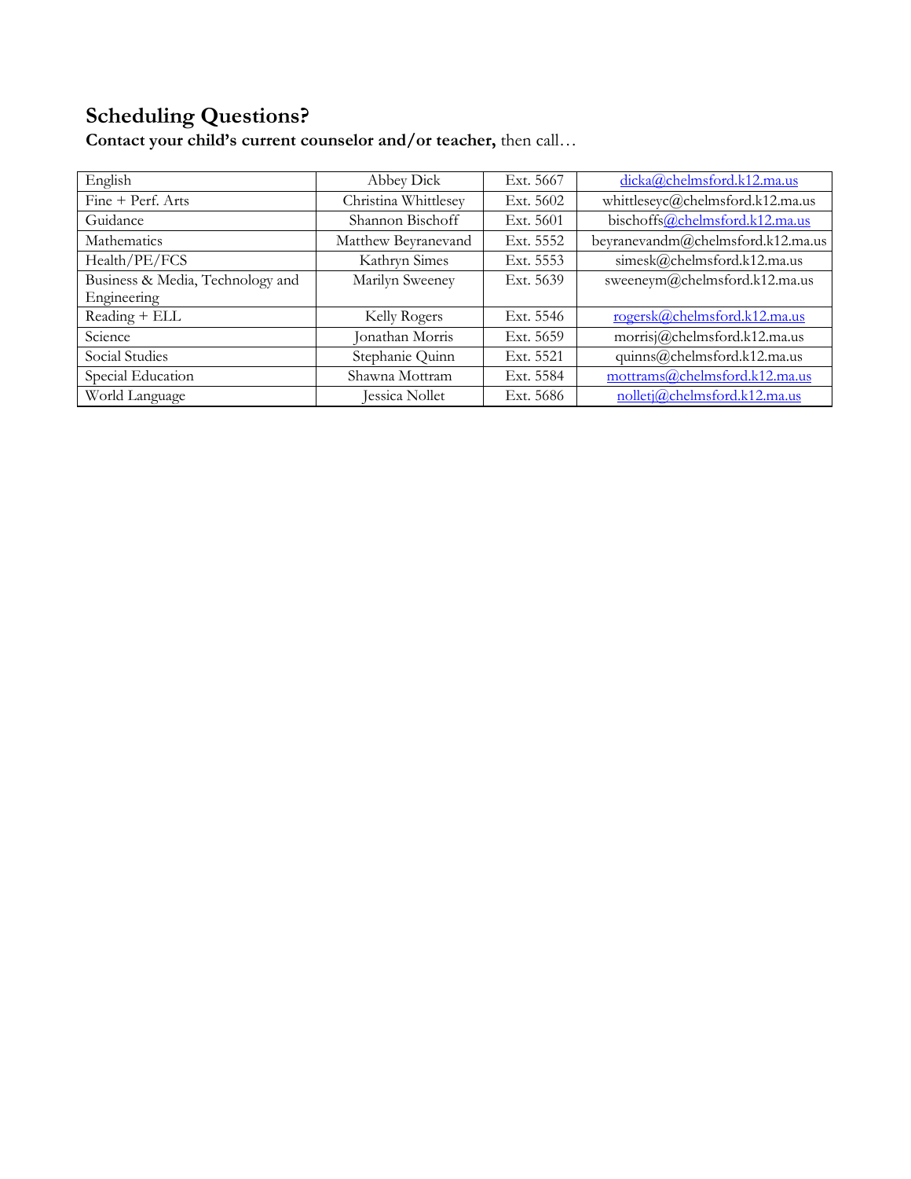## Scheduling Questions?

**Contact your child's current counselor and/or teacher,** then call…

| | | | |
|---|---|---|---|
| English | Abbey Dick | Ext. 5667 | dicka@chelmsford.k12.ma.us |
| Fine + Perf. Arts | Christina Whittlesey | Ext. 5602 | whittleseyc@chelmsford.k12.ma.us |
| Guidance | Shannon Bischoff | Ext. 5601 | bischoffs@chelmsford.k12.ma.us |
| Mathematics | Matthew Beyranevand | Ext. 5552 | beyranevandm@chelmsford.k12.ma.us |
| Health/PE/FCS | Kathryn Simes | Ext. 5553 | simesk@chelmsford.k12.ma.us |
| Business & Media, Technology and Engineering | Marilyn Sweeney | Ext. 5639 | sweeneym@chelmsford.k12.ma.us |
| Reading + ELL | Kelly Rogers | Ext. 5546 | rogersk@chelmsford.k12.ma.us |
| Science | Jonathan Morris | Ext. 5659 | morrisj@chelmsford.k12.ma.us |
| Social Studies | Stephanie Quinn | Ext. 5521 | quinns@chelmsford.k12.ma.us |
| Special Education | Shawna Mottram | Ext. 5584 | mottrams@chelmsford.k12.ma.us |
| World Language | Jessica Nollet | Ext. 5686 | nolletj@chelmsford.k12.ma.us |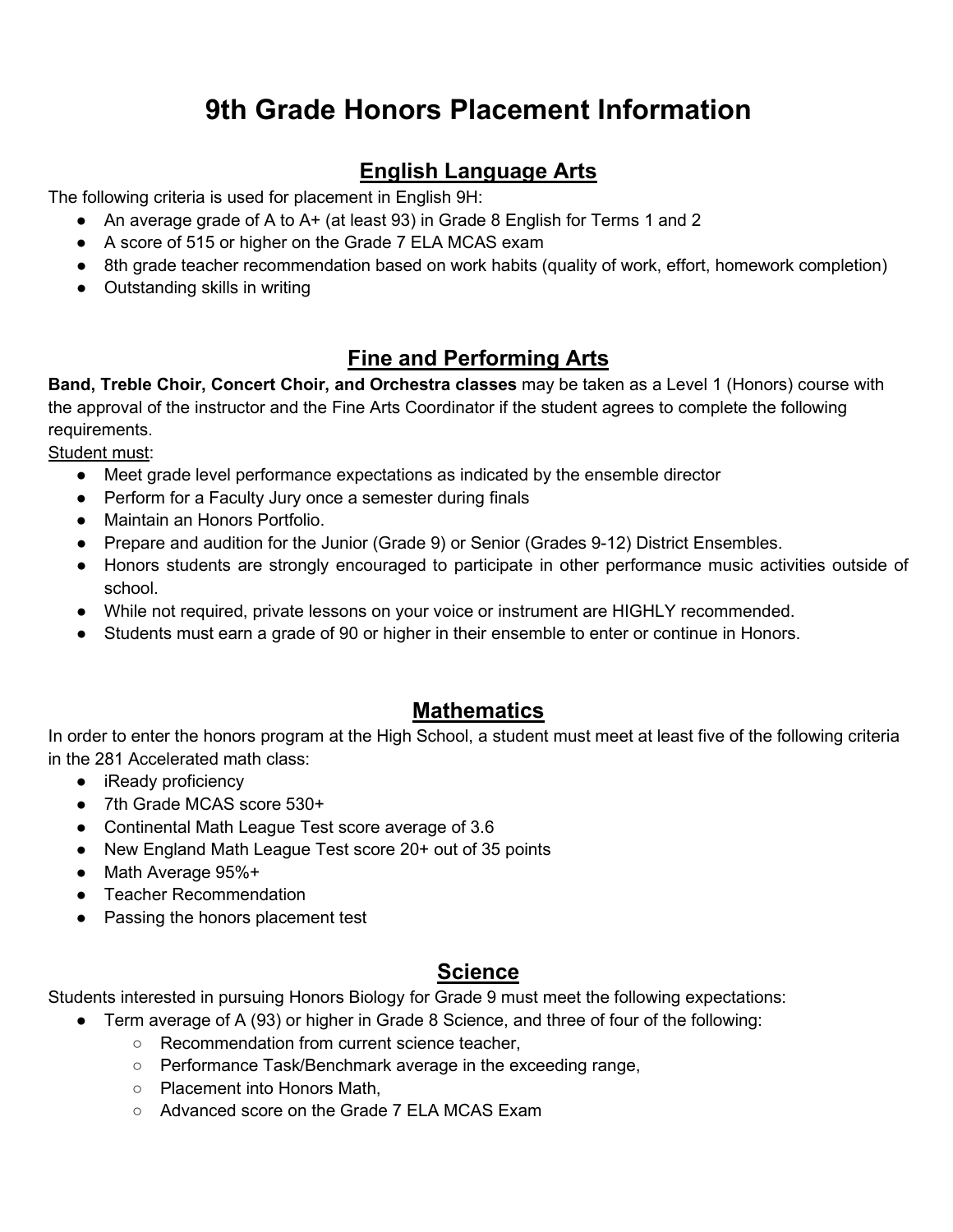# 9th Grade Honors Placement Information

## English Language Arts

The following criteria is used for placement in English 9H:

- An average grade of A to A+ (at least 93) in Grade 8 English for Terms 1 and 2
- A score of 515 or higher on the Grade 7 ELA MCAS exam
- 8th grade teacher recommendation based on work habits (quality of work, effort, homework completion)
- Outstanding skills in writing

## Fine and Performing Arts

**Band, Treble Choir, Concert Choir, and Orchestra classes** may be taken as a Level 1 (Honors) course with the approval of the instructor and the Fine Arts Coordinator if the student agrees to complete the following requirements.

Student must:

- Meet grade level performance expectations as indicated by the ensemble director
- Perform for a Faculty Jury once a semester during finals
- Maintain an Honors Portfolio.
- Prepare and audition for the Junior (Grade 9) or Senior (Grades 9-12) District Ensembles.
- Honors students are strongly encouraged to participate in other performance music activities outside of school.
- While not required, private lessons on your voice or instrument are HIGHLY recommended.
- Students must earn a grade of 90 or higher in their ensemble to enter or continue in Honors.

## Mathematics

In order to enter the honors program at the High School, a student must meet at least five of the following criteria in the 281 Accelerated math class:

- iReady proficiency
- 7th Grade MCAS score 530+
- Continental Math League Test score average of 3.6
- New England Math League Test score 20+ out of 35 points
- Math Average 95%+
- Teacher Recommendation
- Passing the honors placement test

## Science

Students interested in pursuing Honors Biology for Grade 9 must meet the following expectations:

- Term average of A (93) or higher in Grade 8 Science, and three of four of the following:
  - Recommendation from current science teacher,
  - Performance Task/Benchmark average in the exceeding range,
  - Placement into Honors Math,
  - Advanced score on the Grade 7 ELA MCAS Exam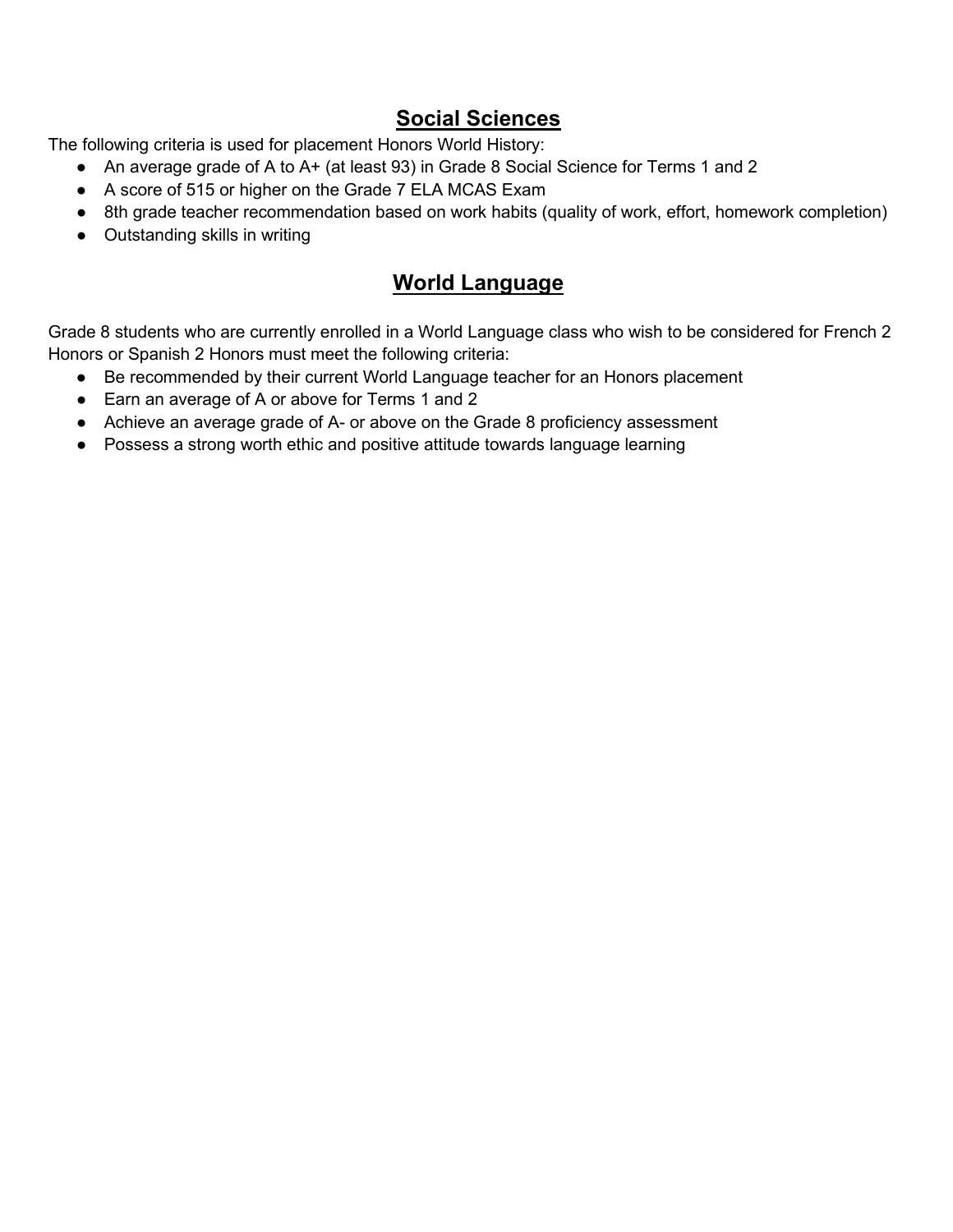## Social Sciences

The following criteria is used for placement Honors World History:

- An average grade of A to A+ (at least 93) in Grade 8 Social Science for Terms 1 and 2
- A score of 515 or higher on the Grade 7 ELA MCAS Exam
- 8th grade teacher recommendation based on work habits (quality of work, effort, homework completion)
- Outstanding skills in writing

## World Language

Grade 8 students who are currently enrolled in a World Language class who wish to be considered for French 2 Honors or Spanish 2 Honors must meet the following criteria:

- Be recommended by their current World Language teacher for an Honors placement
- Earn an average of A or above for Terms 1 and 2
- Achieve an average grade of A- or above on the Grade 8 proficiency assessment
- Possess a strong worth ethic and positive attitude towards language learning